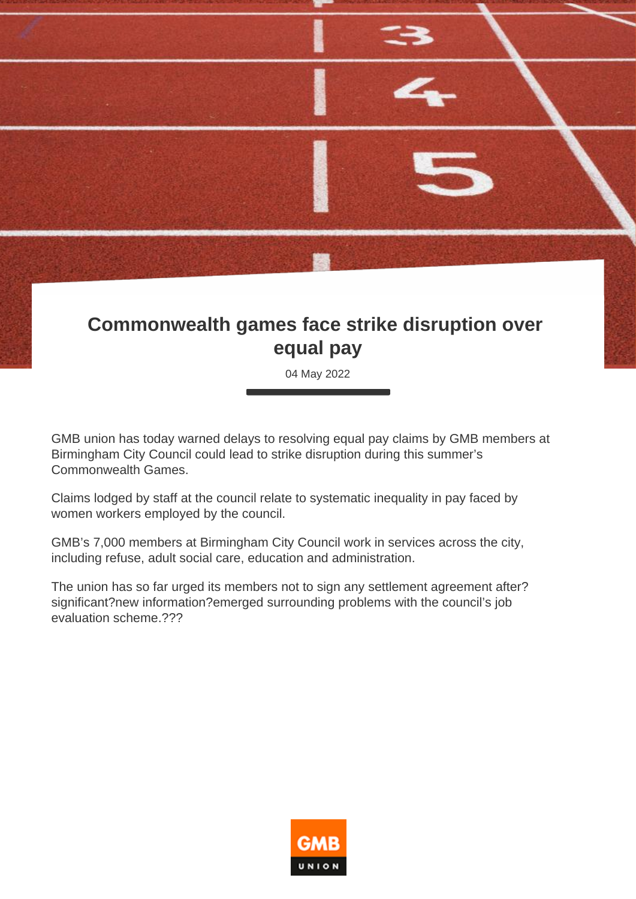# Commonwealth games face strike disruption over equal pay

04 May 2022

GMB union has today warned delays to resolving equal pay claims by GMB members at Birmingham City Council could lead to strike disruption during this summer's Commonwealth Games.

Claims lodged by staff at the council relate to systematic inequality in pay faced by women workers employed by the council.

GMB's 7,000 members at Birmingham City Council work in services across the city, including refuse, adult social care, education and administration.

The union has so far urged its members not to sign any settlement agreement after? significant?new information?emerged surrounding problems with the council's job evaluation scheme.???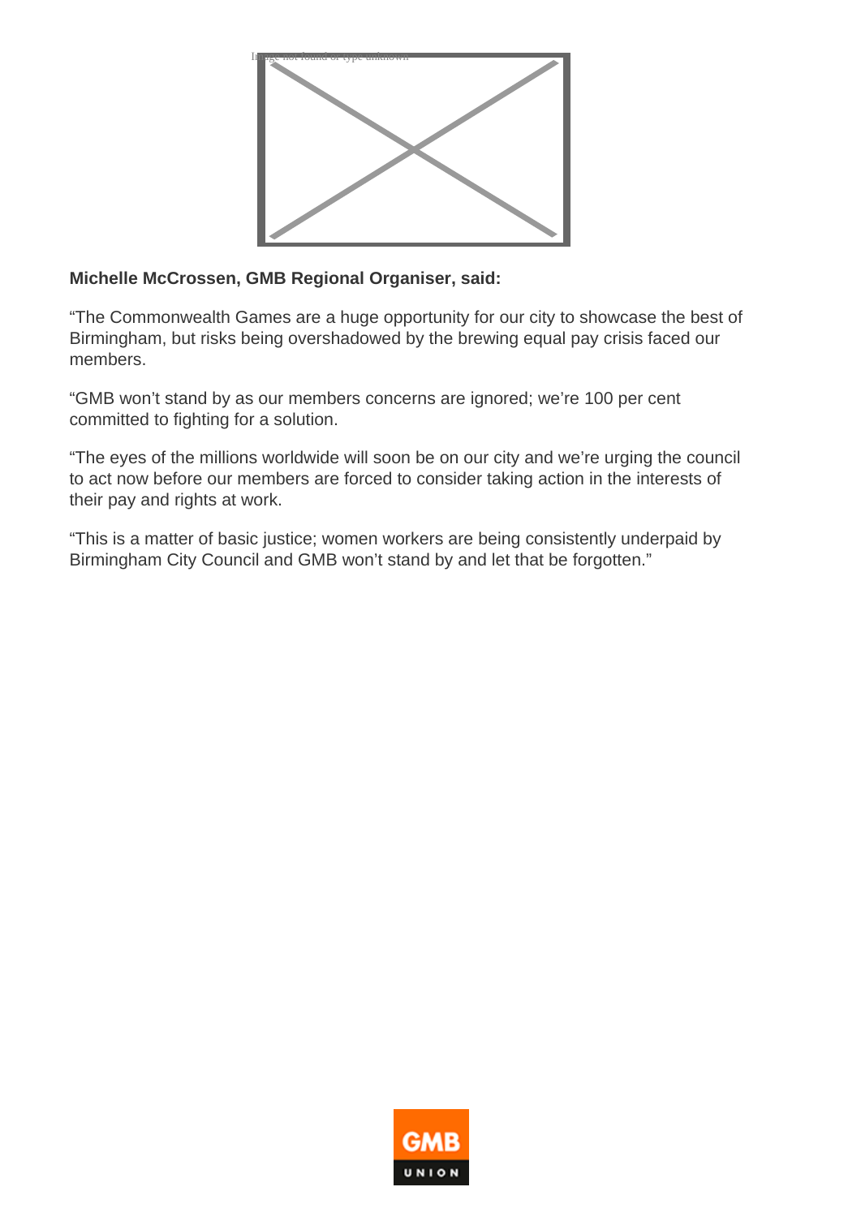**Michelle McCrossen, GMB Regional Organiser, said:**

“The Commonwealth Games are a huge opportunity for our city to showcase the best of Birmingham, but risks being overshadowed by the brewing equal pay crisis faced our members.

“GMB won’t stand by as our members concerns are ignored; we’re 100 per cent committed to fighting for a solution.

“The eyes of the millions worldwide will soon be on our city and we’re urging the council to act now before our members are forced to consider taking action in the interests of their pay and rights at work.

“This is a matter of basic justice; women workers are being consistently underpaid by Birmingham City Council and GMB won’t stand by and let that be forgotten.”